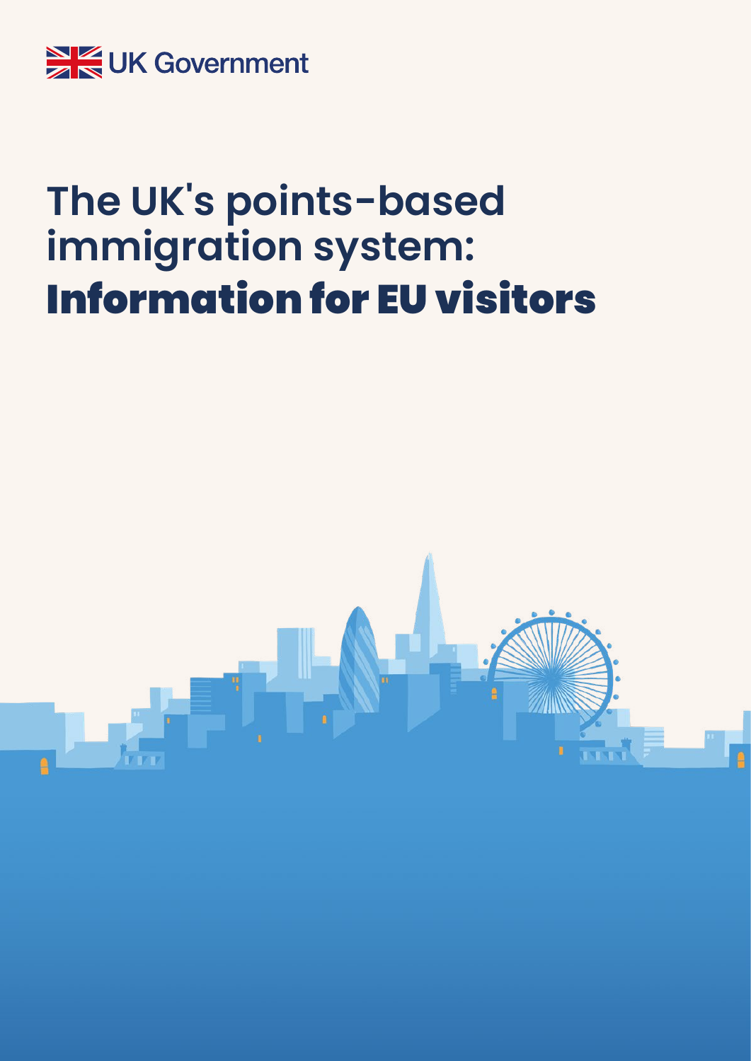UK Government

# The UK's points-based immigration system: Information for EU visitors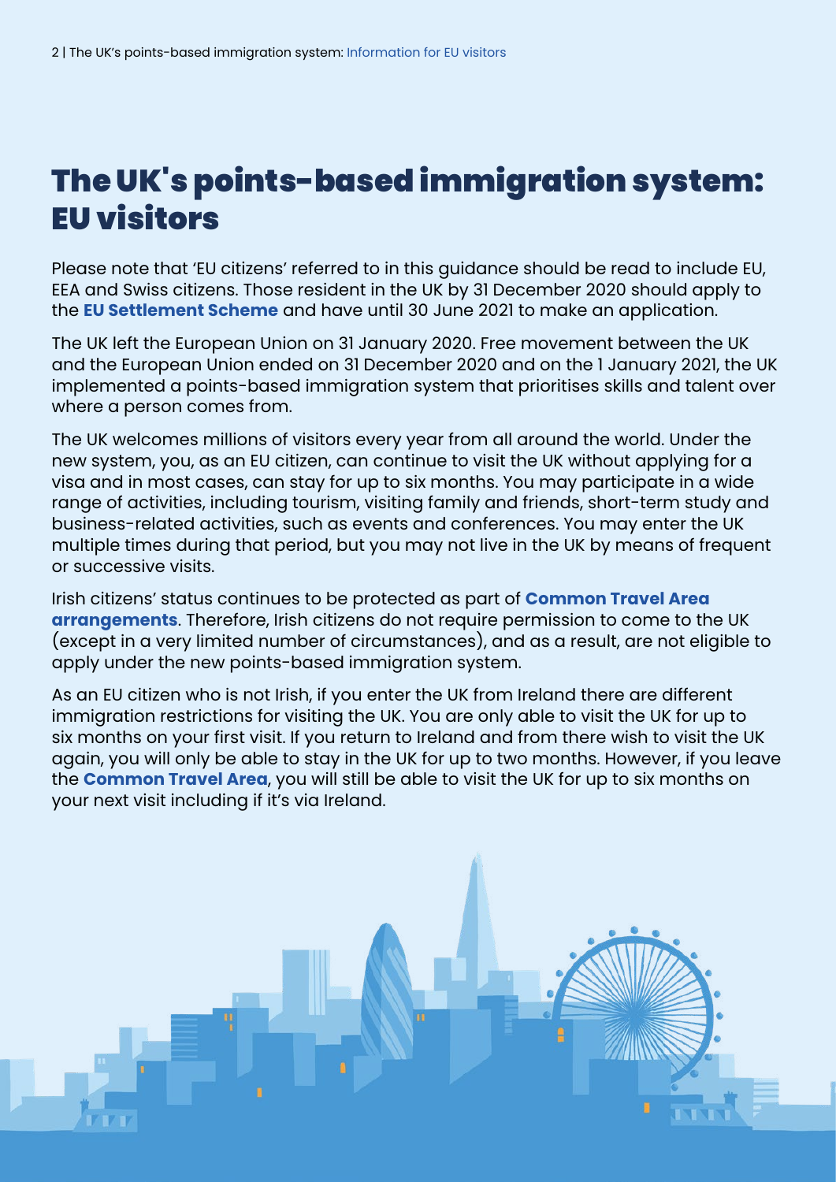# The UK's points-based immigration system: EU visitors

Please note that 'EU citizens' referred to in this guidance should be read to include EU, EEA and Swiss citizens. Those resident in the UK by 31 December 2020 should apply to the **EU Settlement Scheme** and have until 30 June 2021 to make an application.

The UK left the European Union on 31 January 2020. Free movement between the UK and the European Union ended on 31 December 2020 and on the 1 January 2021, the UK implemented a points-based immigration system that prioritises skills and talent over where a person comes from.

The UK welcomes millions of visitors every year from all around the world. Under the new system, you, as an EU citizen, can continue to visit the UK without applying for a visa and in most cases, can stay for up to six months. You may participate in a wide range of activities, including tourism, visiting family and friends, short-term study and business-related activities, such as events and conferences. You may enter the UK multiple times during that period, but you may not live in the UK by means of frequent or successive visits.

Irish citizens' status continues to be protected as part of **Common Travel Area arrangements**. Therefore, Irish citizens do not require permission to come to the UK (except in a very limited number of circumstances), and as a result, are not eligible to apply under the new points-based immigration system.

As an EU citizen who is not Irish, if you enter the UK from Ireland there are different immigration restrictions for visiting the UK. You are only able to visit the UK for up to six months on your first visit. If you return to Ireland and from there wish to visit the UK again, you will only be able to stay in the UK for up to two months. However, if you leave the **Common Travel Area**, you will still be able to visit the UK for up to six months on your next visit including if it's via Ireland.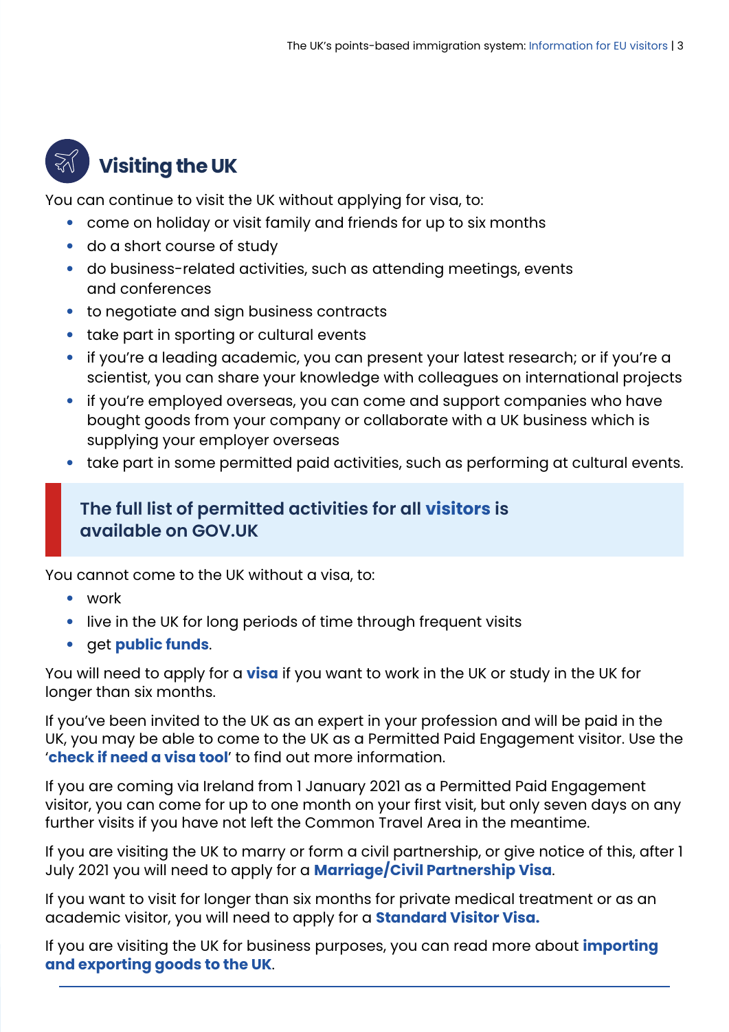## Visiting the UK

You can continue to visit the UK without applying for visa, to:

- come on holiday or visit family and friends for up to six months
- do a short course of study
- do business-related activities, such as attending meetings, events and conferences
- to negotiate and sign business contracts
- take part in sporting or cultural events
- if you're a leading academic, you can present your latest research; or if you're a scientist, you can share your knowledge with colleagues on international projects
- if you're employed overseas, you can come and support companies who have bought goods from your company or collaborate with a UK business which is supplying your employer overseas
- take part in some permitted paid activities, such as performing at cultural events.

> **The full list of permitted activities for all visitors is available on GOV.UK**

You cannot come to the UK without a visa, to:

- work
- live in the UK for long periods of time through frequent visits
- get **public funds**.

You will need to apply for a **visa** if you want to work in the UK or study in the UK for longer than six months.

If you've been invited to the UK as an expert in your profession and will be paid in the UK, you may be able to come to the UK as a Permitted Paid Engagement visitor. Use the '**check if need a visa tool**' to find out more information.

If you are coming via Ireland from 1 January 2021 as a Permitted Paid Engagement visitor, you can come for up to one month on your first visit, but only seven days on any further visits if you have not left the Common Travel Area in the meantime.

If you are visiting the UK to marry or form a civil partnership, or give notice of this, after 1 July 2021 you will need to apply for a **Marriage/Civil Partnership Visa**.

If you want to visit for longer than six months for private medical treatment or as an academic visitor, you will need to apply for a **Standard Visitor Visa.**

If you are visiting the UK for business purposes, you can read more about **importing and exporting goods to the UK**.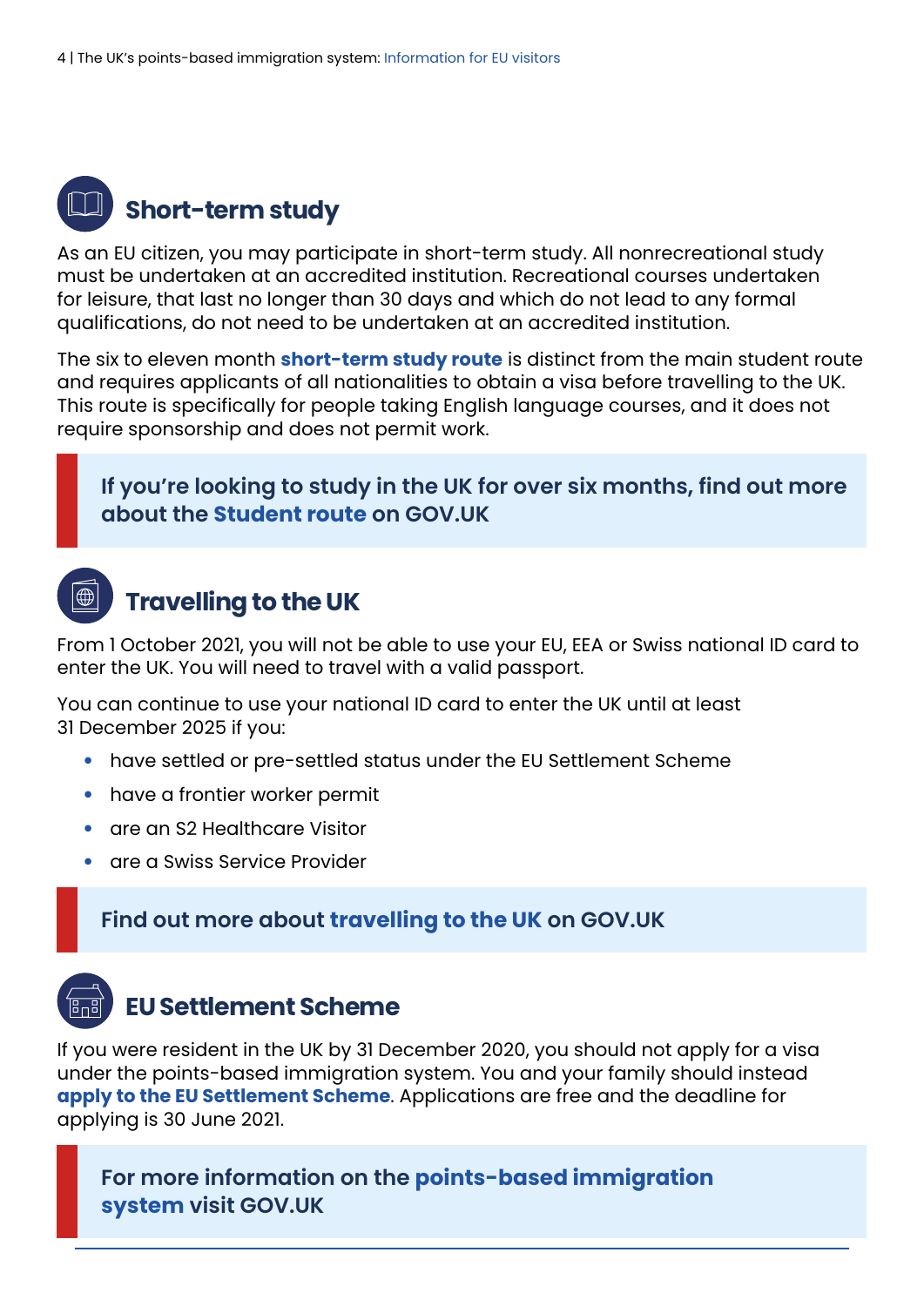## Short-term study

As an EU citizen, you may participate in short-term study. All nonrecreational study must be undertaken at an accredited institution. Recreational courses undertaken for leisure, that last no longer than 30 days and which do not lead to any formal qualifications, do not need to be undertaken at an accredited institution.

The six to eleven month **short-term study route** is distinct from the main student route and requires applicants of all nationalities to obtain a visa before travelling to the UK. This route is specifically for people taking English language courses, and it does not require sponsorship and does not permit work.

> **If you're looking to study in the UK for over six months, find out more about the Student route on GOV.UK**

## Travelling to the UK

From 1 October 2021, you will not be able to use your EU, EEA or Swiss national ID card to enter the UK. You will need to travel with a valid passport.

You can continue to use your national ID card to enter the UK until at least 31 December 2025 if you:

- have settled or pre-settled status under the EU Settlement Scheme
- have a frontier worker permit
- are an S2 Healthcare Visitor
- are a Swiss Service Provider

> **Find out more about travelling to the UK on GOV.UK**

## EU Settlement Scheme

If you were resident in the UK by 31 December 2020, you should not apply for a visa under the points-based immigration system. You and your family should instead **apply to the EU Settlement Scheme**. Applications are free and the deadline for applying is 30 June 2021.

> **For more information on the points-based immigration system visit GOV.UK**